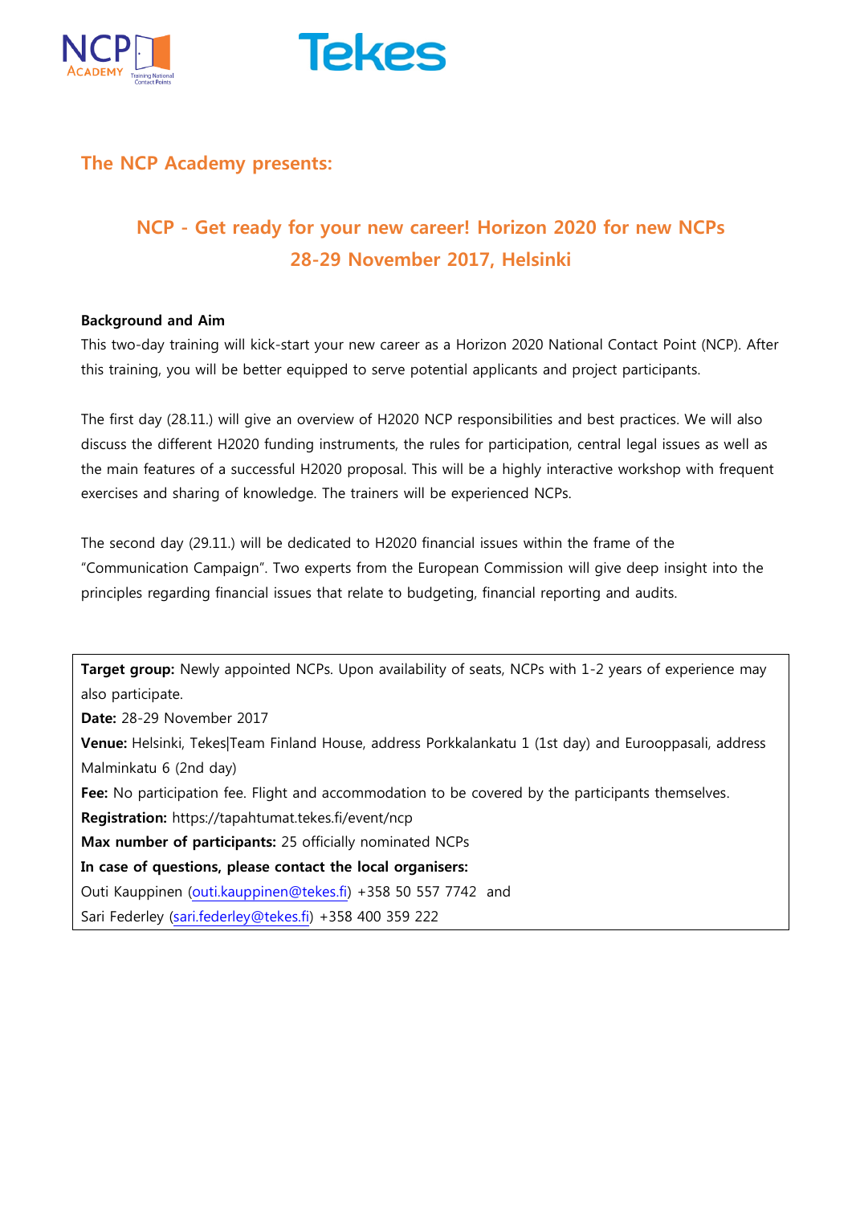## The NCP Academy presents:

# NCP - Get ready for your new career! Horizon 2020 for new NCPs
# 28-29 November 2017, Helsinki

**Background and Aim**

This two-day training will kick-start your new career as a Horizon 2020 National Contact Point (NCP). After this training, you will be better equipped to serve potential applicants and project participants.

The first day (28.11.) will give an overview of H2020 NCP responsibilities and best practices. We will also discuss the different H2020 funding instruments, the rules for participation, central legal issues as well as the main features of a successful H2020 proposal. This will be a highly interactive workshop with frequent exercises and sharing of knowledge. The trainers will be experienced NCPs.

The second day (29.11.) will be dedicated to H2020 financial issues within the frame of the "Communication Campaign". Two experts from the European Commission will give deep insight into the principles regarding financial issues that relate to budgeting, financial reporting and audits.

**Target group:** Newly appointed NCPs. Upon availability of seats, NCPs with 1-2 years of experience may also participate.
**Date:** 28-29 November 2017
**Venue:** Helsinki, Tekes|Team Finland House, address Porkkalankatu 1 (1st day) and Eurooppasali, address Malminkatu 6 (2nd day)
**Fee:** No participation fee. Flight and accommodation to be covered by the participants themselves.
**Registration:** https://tapahtumat.tekes.fi/event/ncp
**Max number of participants:** 25 officially nominated NCPs
**In case of questions, please contact the local organisers:**
Outi Kauppinen (outi.kauppinen@tekes.fi) +358 50 557 7742 and
Sari Federley (sari.federley@tekes.fi) +358 400 359 222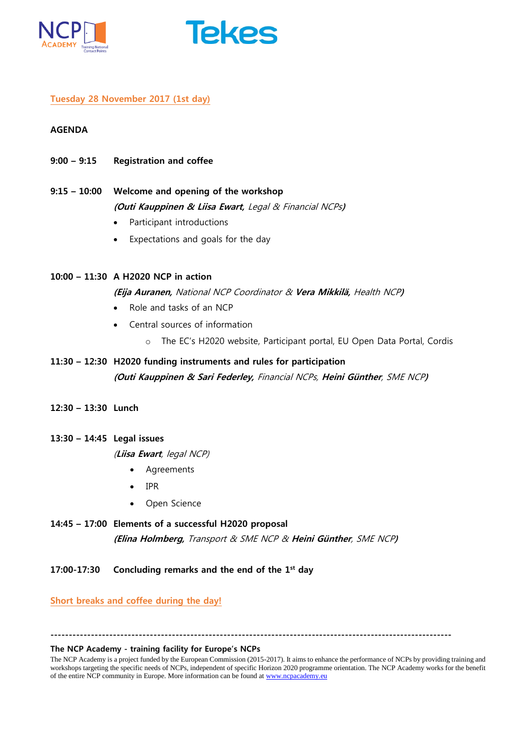## Tuesday 28 November 2017 (1st day)

**AGENDA**

**9:00 – 9:15** **Registration and coffee**

**9:15 – 10:00** **Welcome and opening of the workshop**
***(Outi Kauppinen & Liisa Ewart,*** *Legal & Financial NCPs)*

- Participant introductions
- Expectations and goals for the day

**10:00 – 11:30** **A H2020 NCP in action**
***(Eija Auranen,*** *National NCP Coordinator &* ***Vera Mikkilä,*** *Health NCP)*

- Role and tasks of an NCP
- Central sources of information
  - The EC's H2020 website, Participant portal, EU Open Data Portal, Cordis

**11:30 – 12:30** **H2020 funding instruments and rules for participation**
***(Outi Kauppinen & Sari Federley,*** *Financial NCPs,* ***Heini Günther****, SME NCP)*

**12:30 – 13:30** **Lunch**

**13:30 – 14:45** **Legal issues**
*(**Liisa Ewart**, legal NCP)*

- Agreements
- IPR
- Open Science

**14:45 – 17:00** **Elements of a successful H2020 proposal**
***(Elina Holmberg,*** *Transport & SME NCP &* ***Heini Günther****, SME NCP)*

**17:00-17:30** **Concluding remarks and the end of the 1st day**

Short breaks and coffee during the day!

---

**The NCP Academy - training facility for Europe's NCPs**

The NCP Academy is a project funded by the European Commission (2015-2017). It aims to enhance the performance of NCPs by providing training and workshops targeting the specific needs of NCPs, independent of specific Horizon 2020 programme orientation. The NCP Academy works for the benefit of the entire NCP community in Europe. More information can be found at www.ncpacademy.eu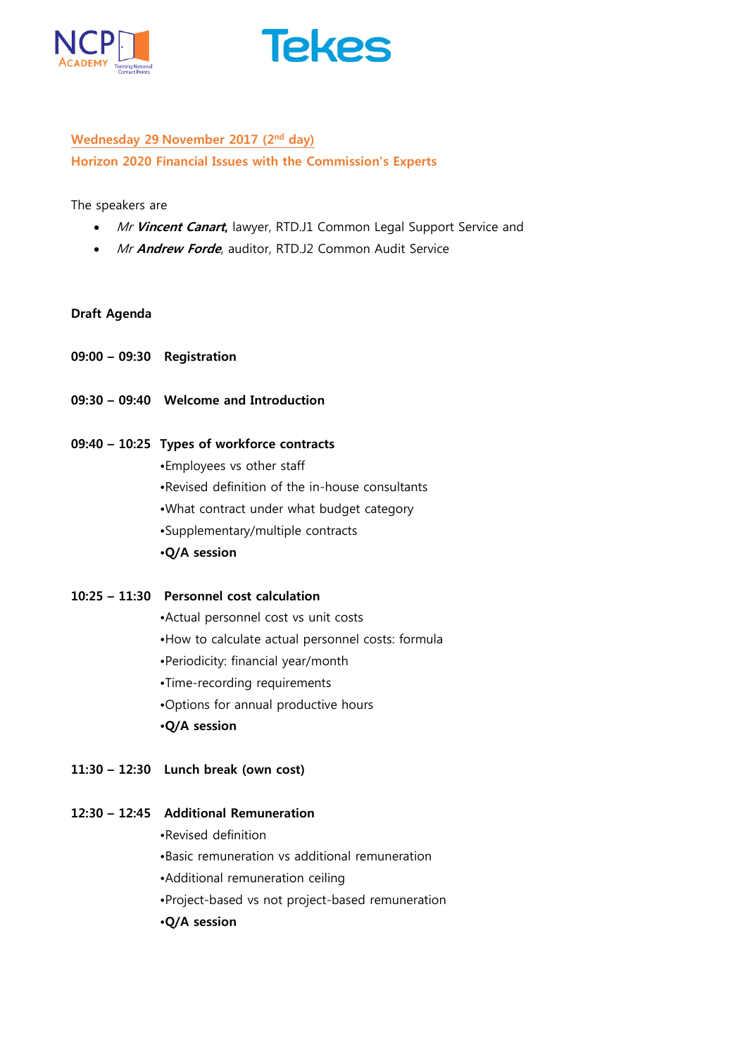**Wednesday 29 November 2017 (2nd day)**

**Horizon 2020 Financial Issues with the Commission's Experts**

The speakers are

- *Mr* ***Vincent Canart***, lawyer, RTD.J1 Common Legal Support Service and
- *Mr* ***Andrew Forde***, auditor, RTD.J2 Common Audit Service

**Draft Agenda**

**09:00 – 09:30 Registration**

**09:30 – 09:40 Welcome and Introduction**

**09:40 – 10:25 Types of workforce contracts**

- Employees vs other staff
- Revised definition of the in-house consultants
- What contract under what budget category
- Supplementary/multiple contracts
- **Q/A session**

**10:25 – 11:30 Personnel cost calculation**

- Actual personnel cost vs unit costs
- How to calculate actual personnel costs: formula
- Periodicity: financial year/month
- Time-recording requirements
- Options for annual productive hours
- **Q/A session**

**11:30 – 12:30 Lunch break (own cost)**

**12:30 – 12:45 Additional Remuneration**

- Revised definition
- Basic remuneration vs additional remuneration
- Additional remuneration ceiling
- Project-based vs not project-based remuneration
- **Q/A session**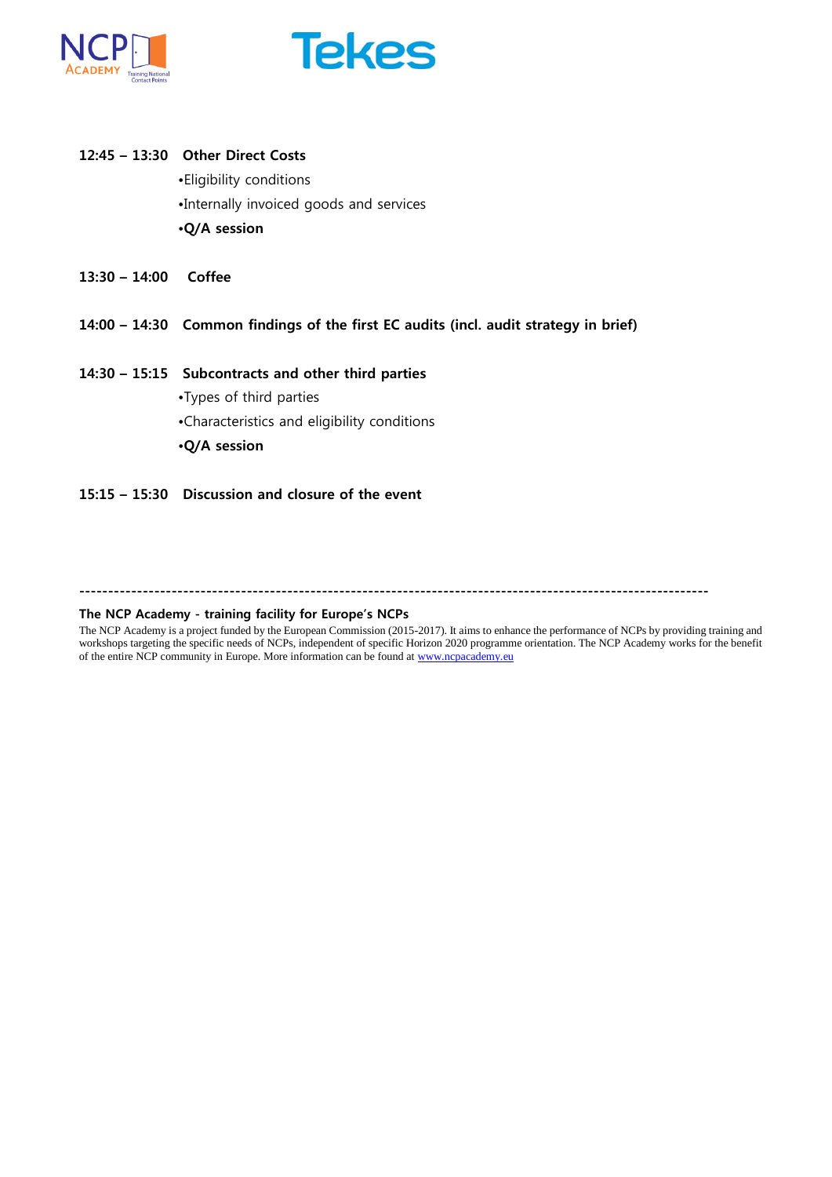**12:45 – 13:30 Other Direct Costs**

- Eligibility conditions
- Internally invoiced goods and services
- **Q/A session**

**13:30 – 14:00 Coffee**

**14:00 – 14:30 Common findings of the first EC audits (incl. audit strategy in brief)**

**14:30 – 15:15 Subcontracts and other third parties**

- Types of third parties
- Characteristics and eligibility conditions
- **Q/A session**

**15:15 – 15:30 Discussion and closure of the event**

---

**The NCP Academy - training facility for Europe's NCPs**

The NCP Academy is a project funded by the European Commission (2015-2017). It aims to enhance the performance of NCPs by providing training and workshops targeting the specific needs of NCPs, independent of specific Horizon 2020 programme orientation. The NCP Academy works for the benefit of the entire NCP community in Europe. More information can be found at www.ncpacademy.eu